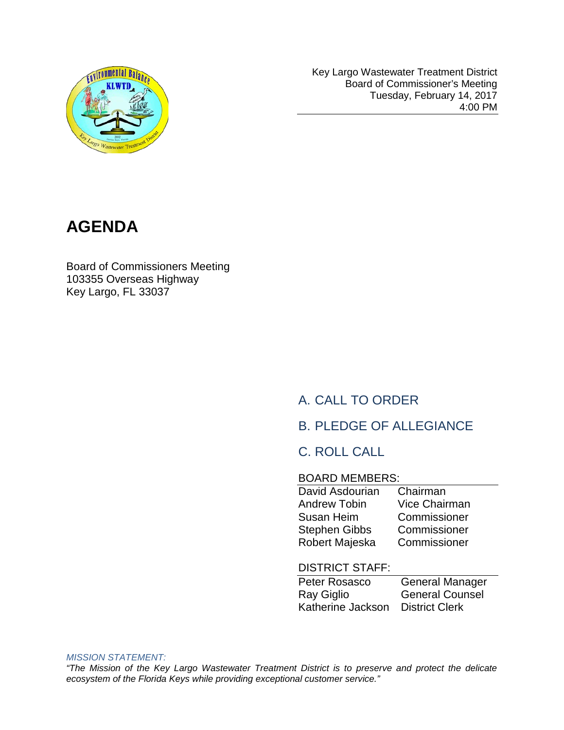Key Largo Wastewater Treatment District
Board of Commissioner's Meeting
Tuesday, February 14, 2017
4:00 PM

# AGENDA

Board of Commissioners Meeting
103355 Overseas Highway
Key Largo, FL 33037

## A. CALL TO ORDER

## B. PLEDGE OF ALLEGIANCE

## C. ROLL CALL

| BOARD MEMBERS: | |
|---|---|
| David Asdourian | Chairman |
| Andrew Tobin | Vice Chairman |
| Susan Heim | Commissioner |
| Stephen Gibbs | Commissioner |
| Robert Majeska | Commissioner |

| DISTRICT STAFF: | |
|---|---|
| Peter Rosasco | General Manager |
| Ray Giglio | General Counsel |
| Katherine Jackson | District Clerk |

*MISSION STATEMENT:*

*"The Mission of the Key Largo Wastewater Treatment District is to preserve and protect the delicate ecosystem of the Florida Keys while providing exceptional customer service."*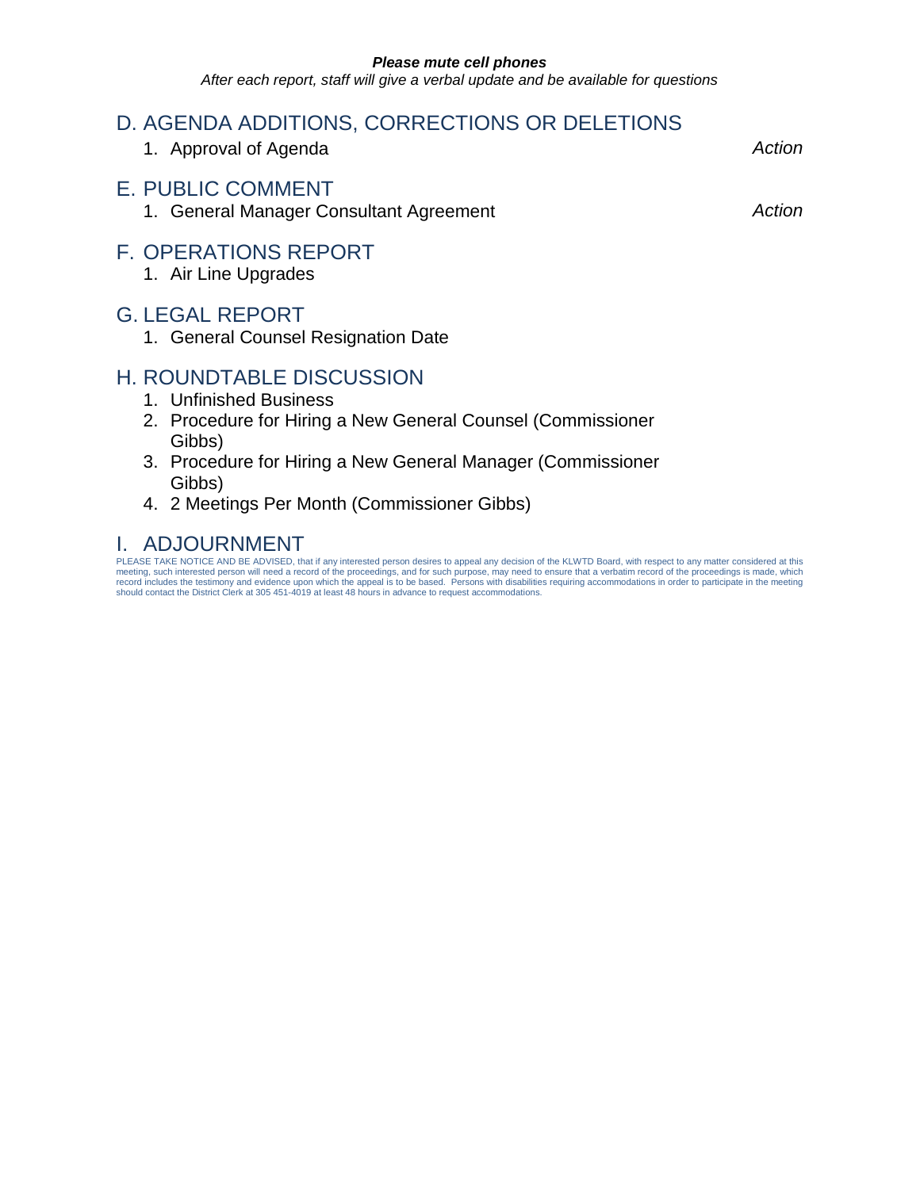***Please mute cell phones***

*After each report, staff will give a verbal update and be available for questions*

## D. AGENDA ADDITIONS, CORRECTIONS OR DELETIONS

1. Approval of Agenda *Action*

## E. PUBLIC COMMENT

1. General Manager Consultant Agreement *Action*

## F. OPERATIONS REPORT

1. Air Line Upgrades

## G. LEGAL REPORT

1. General Counsel Resignation Date

## H. ROUNDTABLE DISCUSSION

1. Unfinished Business
2. Procedure for Hiring a New General Counsel (Commissioner Gibbs)
3. Procedure for Hiring a New General Manager (Commissioner Gibbs)
4. 2 Meetings Per Month (Commissioner Gibbs)

## I. ADJOURNMENT

PLEASE TAKE NOTICE AND BE ADVISED, that if any interested person desires to appeal any decision of the KLWTD Board, with respect to any matter considered at this meeting, such interested person will need a record of the proceedings, and for such purpose, may need to ensure that a verbatim record of the proceedings is made, which record includes the testimony and evidence upon which the appeal is to be based. Persons with disabilities requiring accommodations in order to participate in the meeting should contact the District Clerk at 305 451-4019 at least 48 hours in advance to request accommodations.